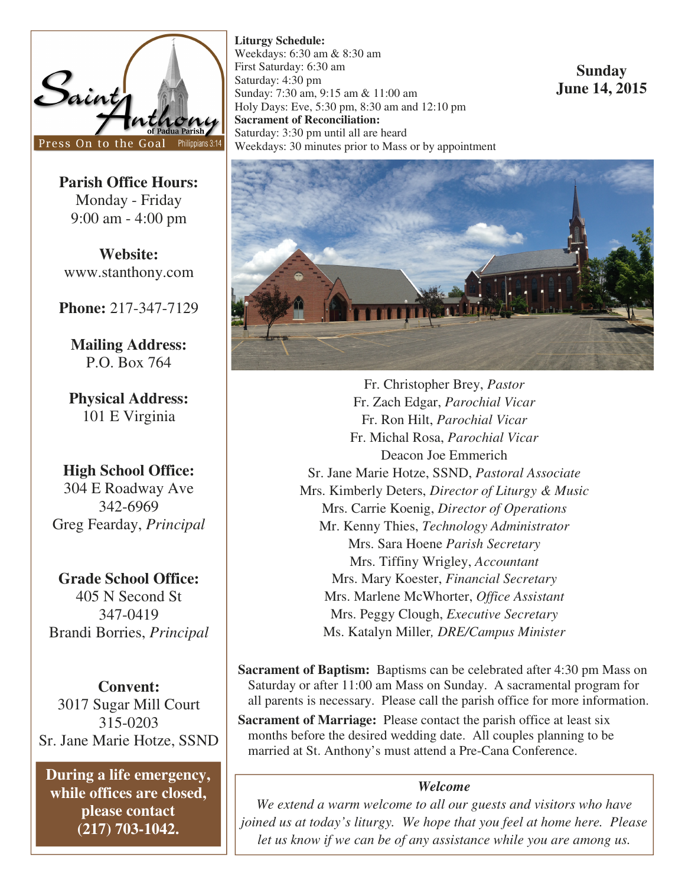Saint Anthony of Padua Parish

Press On to the Goal Philippians 3:14

**Parish Office Hours:**
Monday - Friday
9:00 am - 4:00 pm

**Website:**
www.stanthony.com

**Phone:** 217-347-7129

**Mailing Address:**
P.O. Box 764

**Physical Address:**
101 E Virginia

**High School Office:**
304 E Roadway Ave
342-6969
Greg Fearday, *Principal*

**Grade School Office:**
405 N Second St
347-0419
Brandi Borries, *Principal*

**Convent:**
3017 Sugar Mill Court
315-0203
Sr. Jane Marie Hotze, SSND

**During a life emergency, while offices are closed, please contact (217) 703-1042.**

**Liturgy Schedule:**
Weekdays: 6:30 am & 8:30 am
First Saturday: 6:30 am
Saturday: 4:30 pm
Sunday: 7:30 am, 9:15 am & 11:00 am
Holy Days: Eve, 5:30 pm, 8:30 am and 12:10 pm
**Sacrament of Reconciliation:**
Saturday: 3:30 pm until all are heard
Weekdays: 30 minutes prior to Mass or by appointment

**Sunday June 14, 2015**

Fr. Christopher Brey, *Pastor*
Fr. Zach Edgar, *Parochial Vicar*
Fr. Ron Hilt, *Parochial Vicar*
Fr. Michal Rosa, *Parochial Vicar*
Deacon Joe Emmerich
Sr. Jane Marie Hotze, SSND, *Pastoral Associate*
Mrs. Kimberly Deters, *Director of Liturgy & Music*
Mrs. Carrie Koenig, *Director of Operations*
Mr. Kenny Thies, *Technology Administrator*
Mrs. Sara Hoene *Parish Secretary*
Mrs. Tiffiny Wrigley, *Accountant*
Mrs. Mary Koester, *Financial Secretary*
Mrs. Marlene McWhorter, *Office Assistant*
Mrs. Peggy Clough, *Executive Secretary*
Ms. Katalyn Miller*, DRE/Campus Minister*

**Sacrament of Baptism:** Baptisms can be celebrated after 4:30 pm Mass on Saturday or after 11:00 am Mass on Sunday. A sacramental program for all parents is necessary. Please call the parish office for more information.

**Sacrament of Marriage:** Please contact the parish office at least six months before the desired wedding date. All couples planning to be married at St. Anthony's must attend a Pre-Cana Conference.

***Welcome***

*We extend a warm welcome to all our guests and visitors who have joined us at today's liturgy. We hope that you feel at home here. Please let us know if we can be of any assistance while you are among us.*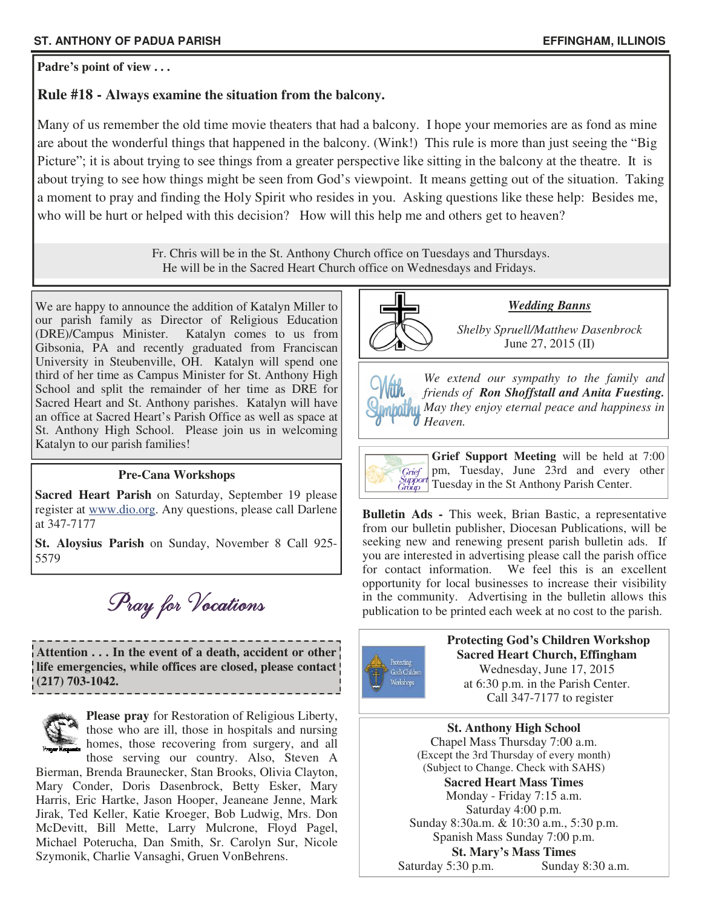**Padre's point of view . . .**

## Rule #18 - Always examine the situation from the balcony.

Many of us remember the old time movie theaters that had a balcony. I hope your memories are as fond as mine are about the wonderful things that happened in the balcony. (Wink!) This rule is more than just seeing the "Big Picture"; it is about trying to see things from a greater perspective like sitting in the balcony at the theatre. It is about trying to see how things might be seen from God's viewpoint. It means getting out of the situation. Taking a moment to pray and finding the Holy Spirit who resides in you. Asking questions like these help: Besides me, who will be hurt or helped with this decision? How will this help me and others get to heaven?

Fr. Chris will be in the St. Anthony Church office on Tuesdays and Thursdays.
He will be in the Sacred Heart Church office on Wednesdays and Fridays.

We are happy to announce the addition of Katalyn Miller to our parish family as Director of Religious Education (DRE)/Campus Minister. Katalyn comes to us from Gibsonia, PA and recently graduated from Franciscan University in Steubenville, OH. Katalyn will spend one third of her time as Campus Minister for St. Anthony High School and split the remainder of her time as DRE for Sacred Heart and St. Anthony parishes. Katalyn will have an office at Sacred Heart's Parish Office as well as space at St. Anthony High School. Please join us in welcoming Katalyn to our parish families!

### Pre-Cana Workshops

**Sacred Heart Parish** on Saturday, September 19 please register at www.dio.org. Any questions, please call Darlene at 347-7177

**St. Aloysius Parish** on Sunday, November 8 Call 925-5579

*Pray for Vocations*

**Attention . . . In the event of a death, accident or other life emergencies, while offices are closed, please contact (217) 703-1042.**

**Please pray** for Restoration of Religious Liberty, those who are ill, those in hospitals and nursing homes, those recovering from surgery, and all those serving our country. Also, Steven A Bierman, Brenda Braunecker, Stan Brooks, Olivia Clayton, Mary Conder, Doris Dasenbrock, Betty Esker, Mary Harris, Eric Hartke, Jason Hooper, Jeaneane Jenne, Mark Jirak, Ted Keller, Katie Kroeger, Bob Ludwig, Mrs. Don McDevitt, Bill Mette, Larry Mulcrone, Floyd Pagel, Michael Poterucha, Dan Smith, Sr. Carolyn Sur, Nicole Szymonik, Charlie Vansaghi, Gruen VonBehrens.

***Wedding Banns***

*Shelby Spruell/Matthew Dasenbrock*
June 27, 2015 (II)

*We extend our sympathy to the family and friends of* ***Ron Shoffstall and Anita Fuesting.*** *May they enjoy eternal peace and happiness in Heaven.*

**Grief Support Meeting** will be held at 7:00 pm, Tuesday, June 23rd and every other Tuesday in the St Anthony Parish Center.

**Bulletin Ads -** This week, Brian Bastic, a representative from our bulletin publisher, Diocesan Publications, will be seeking new and renewing present parish bulletin ads. If you are interested in advertising please call the parish office for contact information. We feel this is an excellent opportunity for local businesses to increase their visibility in the community. Advertising in the bulletin allows this publication to be printed each week at no cost to the parish.

**Protecting God's Children Workshop**
**Sacred Heart Church, Effingham**
Wednesday, June 17, 2015
at 6:30 p.m. in the Parish Center.
Call 347-7177 to register

**St. Anthony High School**
Chapel Mass Thursday 7:00 a.m.
(Except the 3rd Thursday of every month)
(Subject to Change. Check with SAHS)

**Sacred Heart Mass Times**
Monday - Friday 7:15 a.m.
Saturday 4:00 p.m.
Sunday 8:30a.m. & 10:30 a.m., 5:30 p.m.
Spanish Mass Sunday 7:00 p.m.

**St. Mary's Mass Times**
Saturday 5:30 p.m. Sunday 8:30 a.m.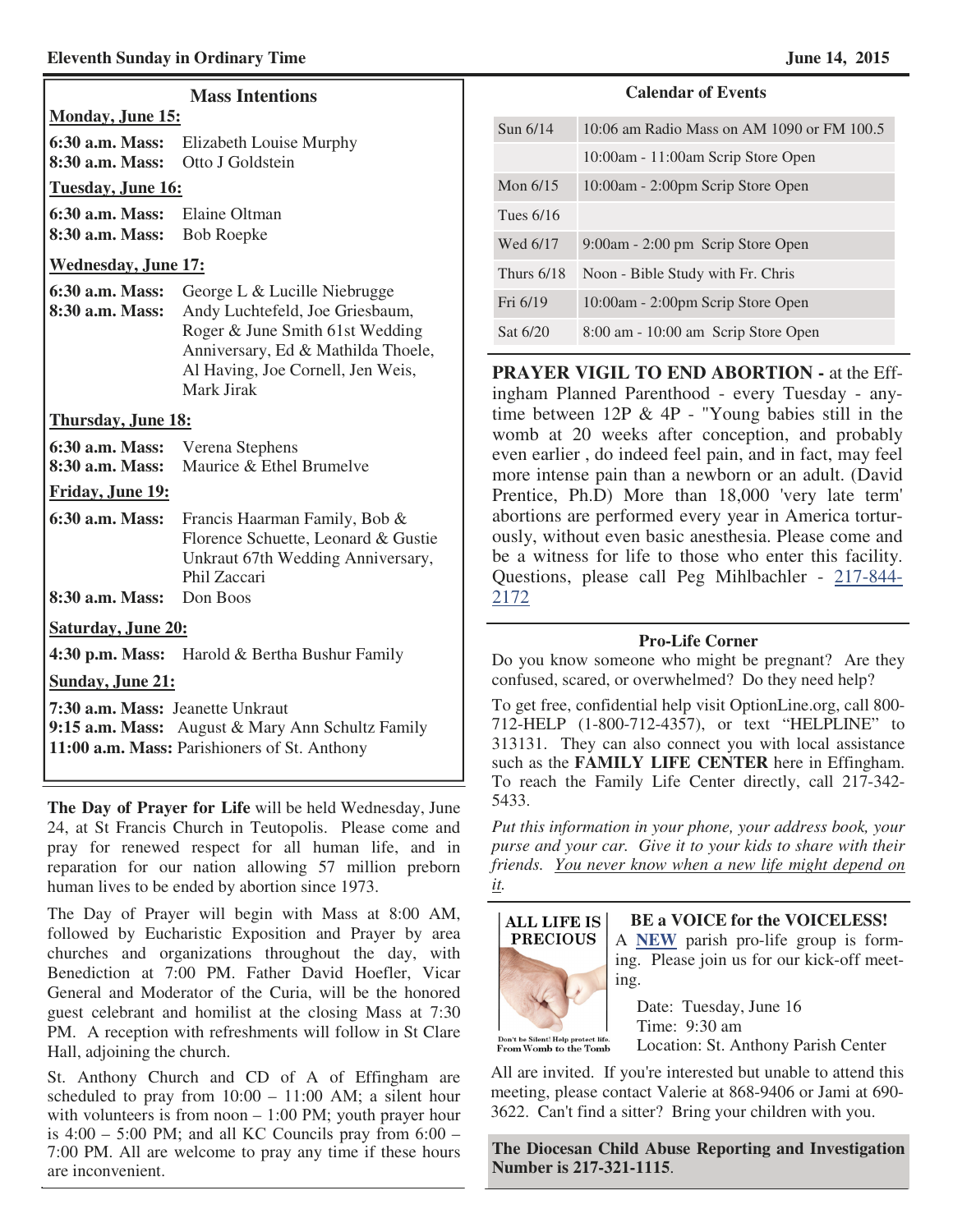## Mass Intentions

**Monday, June 15:**

**6:30 a.m. Mass:** Elizabeth Louise Murphy
**8:30 a.m. Mass:** Otto J Goldstein

**Tuesday, June 16:**

**6:30 a.m. Mass:** Elaine Oltman
**8:30 a.m. Mass:** Bob Roepke

**Wednesday, June 17:**

**6:30 a.m. Mass:** George L & Lucille Niebrugge
**8:30 a.m. Mass:** Andy Luchtefeld, Joe Griesbaum, Roger & June Smith 61st Wedding Anniversary, Ed & Mathilda Thoele, Al Having, Joe Cornell, Jen Weis, Mark Jirak

**Thursday, June 18:**

**6:30 a.m. Mass:** Verena Stephens
**8:30 a.m. Mass:** Maurice & Ethel Brumelve

**Friday, June 19:**

**6:30 a.m. Mass:** Francis Haarman Family, Bob & Florence Schuette, Leonard & Gustie Unkraut 67th Wedding Anniversary, Phil Zaccari
**8:30 a.m. Mass:** Don Boos

**Saturday, June 20:**

**4:30 p.m. Mass:** Harold & Bertha Bushur Family

**Sunday, June 21:**

**7:30 a.m. Mass:** Jeanette Unkraut
**9:15 a.m. Mass:** August & Mary Ann Schultz Family
**11:00 a.m. Mass:** Parishioners of St. Anthony

**The Day of Prayer for Life** will be held Wednesday, June 24, at St Francis Church in Teutopolis. Please come and pray for renewed respect for all human life, and in reparation for our nation allowing 57 million preborn human lives to be ended by abortion since 1973.

The Day of Prayer will begin with Mass at 8:00 AM, followed by Eucharistic Exposition and Prayer by area churches and organizations throughout the day, with Benediction at 7:00 PM. Father David Hoefler, Vicar General and Moderator of the Curia, will be the honored guest celebrant and homilist at the closing Mass at 7:30 PM. A reception with refreshments will follow in St Clare Hall, adjoining the church.

St. Anthony Church and CD of A of Effingham are scheduled to pray from 10:00 – 11:00 AM; a silent hour with volunteers is from noon – 1:00 PM; youth prayer hour is 4:00 – 5:00 PM; and all KC Councils pray from 6:00 – 7:00 PM. All are welcome to pray any time if these hours are inconvenient.

## Calendar of Events

| | |
|---|---|
| Sun 6/14 | 10:06 am Radio Mass on AM 1090 or FM 100.5 |
| | 10:00am - 11:00am Scrip Store Open |
| Mon 6/15 | 10:00am - 2:00pm Scrip Store Open |
| Tues 6/16 | |
| Wed 6/17 | 9:00am - 2:00 pm Scrip Store Open |
| Thurs 6/18 | Noon - Bible Study with Fr. Chris |
| Fri 6/19 | 10:00am - 2:00pm Scrip Store Open |
| Sat 6/20 | 8:00 am - 10:00 am Scrip Store Open |

**PRAYER VIGIL TO END ABORTION -** at the Effingham Planned Parenthood - every Tuesday - anytime between 12P & 4P - "Young babies still in the womb at 20 weeks after conception, and probably even earlier , do indeed feel pain, and in fact, may feel more intense pain than a newborn or an adult. (David Prentice, Ph.D) More than 18,000 'very late term' abortions are performed every year in America torturously, without even basic anesthesia. Please come and be a witness for life to those who enter this facility. Questions, please call Peg Mihlbachler - 217-844-2172

### Pro-Life Corner

Do you know someone who might be pregnant? Are they confused, scared, or overwhelmed? Do they need help?

To get free, confidential help visit OptionLine.org, call 800-712-HELP (1-800-712-4357), or text "HELPLINE" to 313131. They can also connect you with local assistance such as the **FAMILY LIFE CENTER** here in Effingham. To reach the Family Life Center directly, call 217-342-5433.

*Put this information in your phone, your address book, your purse and your car. Give it to your kids to share with their friends. You never know when a new life might depend on it.*

ALL LIFE IS PRECIOUS

Don't be Silent! Help protect life. From Womb to the Tomb

### BE a VOICE for the VOICELESS!

A **NEW** parish pro-life group is forming. Please join us for our kick-off meeting.

Date: Tuesday, June 16
Time: 9:30 am
Location: St. Anthony Parish Center

All are invited. If you're interested but unable to attend this meeting, please contact Valerie at 868-9406 or Jami at 690-3622. Can't find a sitter? Bring your children with you.

**The Diocesan Child Abuse Reporting and Investigation Number is 217-321-1115**.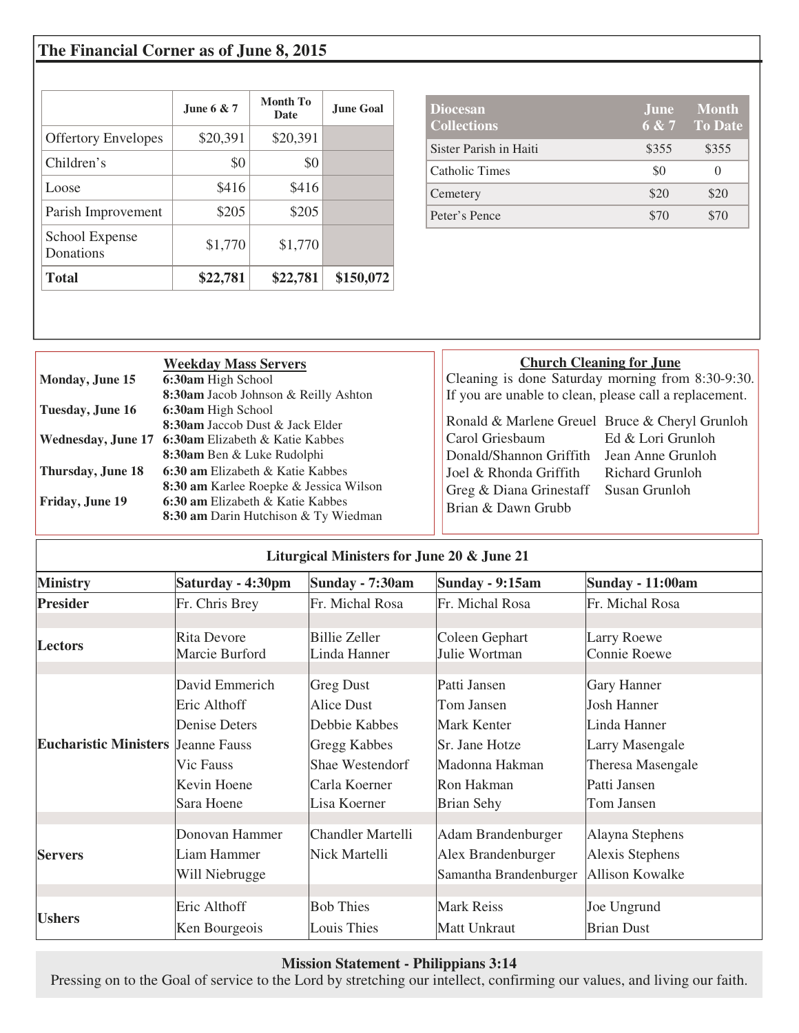## The Financial Corner as of June 8, 2015

| | June 6 & 7 | Month To Date | June Goal |
|---|---|---|---|
| Offertory Envelopes | $20,391 | $20,391 | |
| Children's | $0 | $0 | |
| Loose | $416 | $416 | |
| Parish Improvement | $205 | $205 | |
| School Expense Donations | $1,770 | $1,770 | |
| **Total** | **$22,781** | **$22,781** | **$150,072** |

| Diocesan Collections | June 6 & 7 | Month To Date |
|---|---|---|
| Sister Parish in Haiti | $355 | $355 |
| Catholic Times | $0 | 0 |
| Cemetery | $20 | $20 |
| Peter's Pence | $70 | $70 |

## Weekday Mass Servers

| | |
|---|---|
| **Monday, June 15** | **6:30am** High School |
| | **8:30am** Jacob Johnson & Reilly Ashton |
| **Tuesday, June 16** | **6:30am** High School |
| | **8:30am** Jaccob Dust & Jack Elder |
| **Wednesday, June 17** | **6:30am** Elizabeth & Katie Kabbes |
| | **8:30am** Ben & Luke Rudolphi |
| **Thursday, June 18** | **6:30 am** Elizabeth & Katie Kabbes |
| | **8:30 am** Karlee Roepke & Jessica Wilson |
| **Friday, June 19** | **6:30 am** Elizabeth & Katie Kabbes |
| | **8:30 am** Darin Hutchison & Ty Wiedman |

## Church Cleaning for June

Cleaning is done Saturday morning from 8:30-9:30. If you are unable to clean, please call a replacement.

| | |
|---|---|
| Ronald & Marlene Greuel | Bruce & Cheryl Grunloh |
| Carol Griesbaum | Ed & Lori Grunloh |
| Donald/Shannon Griffith | Jean Anne Grunloh |
| Joel & Rhonda Griffith | Richard Grunloh |
| Greg & Diana Grinestaff | Susan Grunloh |
| Brian & Dawn Grubb | |

## Liturgical Ministers for June 20 & June 21

| Ministry | Saturday - 4:30pm | Sunday - 7:30am | Sunday - 9:15am | Sunday - 11:00am |
|---|---|---|---|---|
| **Presider** | Fr. Chris Brey | Fr. Michal Rosa | Fr. Michal Rosa | Fr. Michal Rosa |
| **Lectors** | Rita Devore<br>Marcie Burford | Billie Zeller<br>Linda Hanner | Coleen Gephart<br>Julie Wortman | Larry Roewe<br>Connie Roewe |
| **Eucharistic Ministers** | David Emmerich<br>Eric Althoff<br>Denise Deters<br>Jeanne Fauss<br>Vic Fauss<br>Kevin Hoene<br>Sara Hoene | Greg Dust<br>Alice Dust<br>Debbie Kabbes<br>Gregg Kabbes<br>Shae Westendorf<br>Carla Koerner<br>Lisa Koerner | Patti Jansen<br>Tom Jansen<br>Mark Kenter<br>Sr. Jane Hotze<br>Madonna Hakman<br>Ron Hakman<br>Brian Sehy | Gary Hanner<br>Josh Hanner<br>Linda Hanner<br>Larry Masengale<br>Theresa Masengale<br>Patti Jansen<br>Tom Jansen |
| **Servers** | Donovan Hammer<br>Liam Hammer<br>Will Niebrugge | Chandler Martelli<br>Nick Martelli | Adam Brandenburger<br>Alex Brandenburger<br>Samantha Brandenburger | Alayna Stephens<br>Alexis Stephens<br>Allison Kowalke |
| **Ushers** | Eric Althoff<br>Ken Bourgeois | Bob Thies<br>Louis Thies | Mark Reiss<br>Matt Unkraut | Joe Ungrund<br>Brian Dust |

**Mission Statement - Philippians 3:14**

Pressing on to the Goal of service to the Lord by stretching our intellect, confirming our values, and living our faith.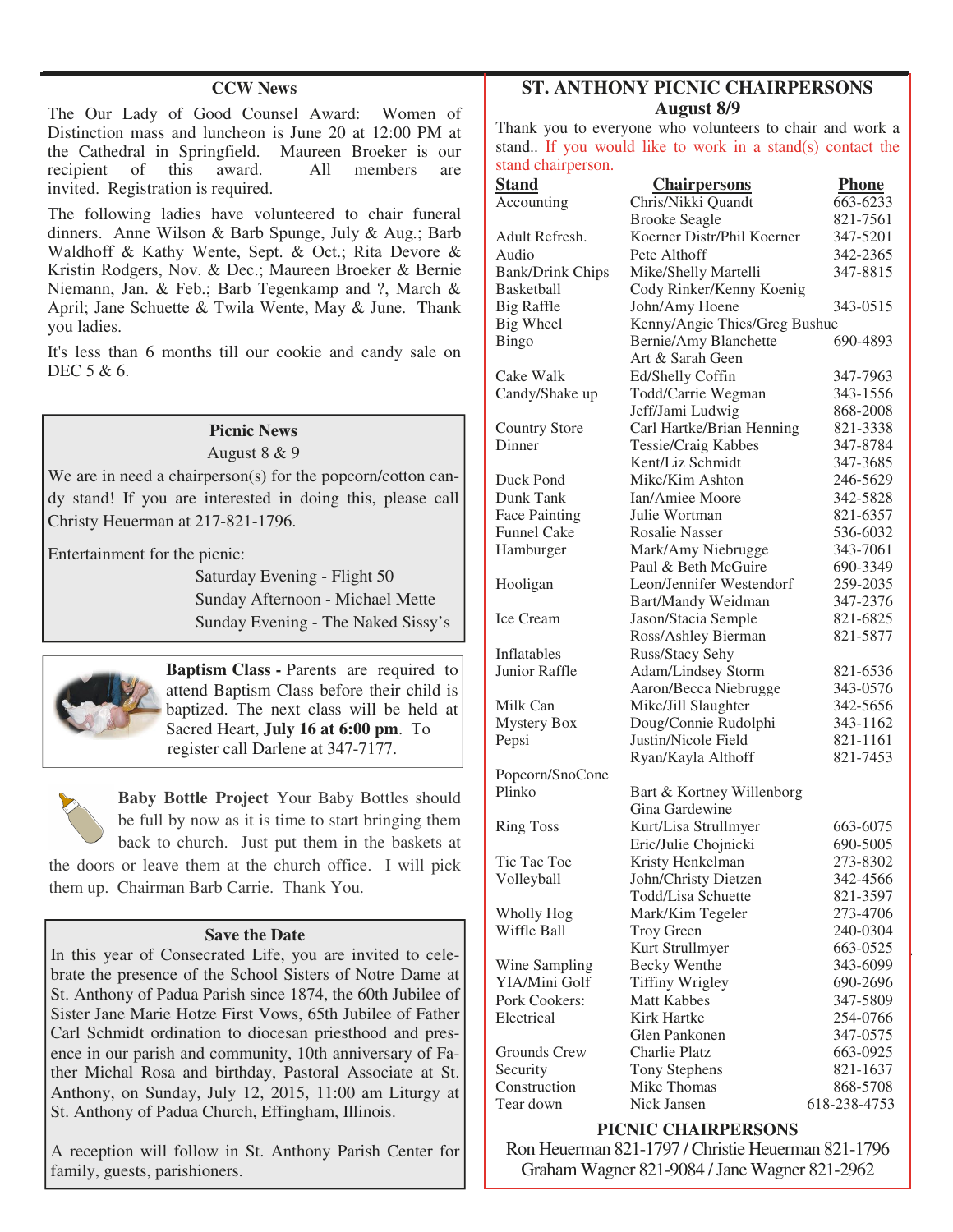## CCW News

The Our Lady of Good Counsel Award: Women of Distinction mass and luncheon is June 20 at 12:00 PM at the Cathedral in Springfield. Maureen Broeker is our recipient of this award. All members are invited. Registration is required.

The following ladies have volunteered to chair funeral dinners. Anne Wilson & Barb Spunge, July & Aug.; Barb Waldhoff & Kathy Wente, Sept. & Oct.; Rita Devore & Kristin Rodgers, Nov. & Dec.; Maureen Broeker & Bernie Niemann, Jan. & Feb.; Barb Tegenkamp and ?, March & April; Jane Schuette & Twila Wente, May & June. Thank you ladies.

It's less than 6 months till our cookie and candy sale on DEC 5 & 6.

## Picnic News

August 8 & 9

We are in need a chairperson(s) for the popcorn/cotton candy stand! If you are interested in doing this, please call Christy Heuerman at 217-821-1796.

Entertainment for the picnic:

Saturday Evening - Flight 50
Sunday Afternoon - Michael Mette
Sunday Evening - The Naked Sissy's

**Baptism Class -** Parents are required to attend Baptism Class before their child is baptized. The next class will be held at Sacred Heart, **July 16 at 6:00 pm**. To register call Darlene at 347-7177.

**Baby Bottle Project** Your Baby Bottles should be full by now as it is time to start bringing them back to church. Just put them in the baskets at the doors or leave them at the church office. I will pick them up. Chairman Barb Carrie. Thank You.

## Save the Date

In this year of Consecrated Life, you are invited to celebrate the presence of the School Sisters of Notre Dame at St. Anthony of Padua Parish since 1874, the 60th Jubilee of Sister Jane Marie Hotze First Vows, 65th Jubilee of Father Carl Schmidt ordination to diocesan priesthood and presence in our parish and community, 10th anniversary of Father Michal Rosa and birthday, Pastoral Associate at St. Anthony, on Sunday, July 12, 2015, 11:00 am Liturgy at St. Anthony of Padua Church, Effingham, Illinois.

A reception will follow in St. Anthony Parish Center for family, guests, parishioners.

## ST. ANTHONY PICNIC CHAIRPERSONS

**August 8/9**

Thank you to everyone who volunteers to chair and work a stand.. If you would like to work in a stand(s) contact the stand chairperson.

| Stand | Chairpersons | Phone |
|---|---|---|
| Accounting | Chris/Nikki Quandt | 663-6233 |
| | Brooke Seagle | 821-7561 |
| Adult Refresh. | Koerner Distr/Phil Koerner | 347-5201 |
| Audio | Pete Althoff | 342-2365 |
| Bank/Drink Chips | Mike/Shelly Martelli | 347-8815 |
| Basketball | Cody Rinker/Kenny Koenig | |
| Big Raffle | John/Amy Hoene | 343-0515 |
| Big Wheel | Kenny/Angie Thies/Greg Bushue | |
| Bingo | Bernie/Amy Blanchette | 690-4893 |
| | Art & Sarah Geen | |
| Cake Walk | Ed/Shelly Coffin | 347-7963 |
| Candy/Shake up | Todd/Carrie Wegman | 343-1556 |
| | Jeff/Jami Ludwig | 868-2008 |
| Country Store | Carl Hartke/Brian Henning | 821-3338 |
| Dinner | Tessie/Craig Kabbes | 347-8784 |
| | Kent/Liz Schmidt | 347-3685 |
| Duck Pond | Mike/Kim Ashton | 246-5629 |
| Dunk Tank | Ian/Amiee Moore | 342-5828 |
| Face Painting | Julie Wortman | 821-6357 |
| Funnel Cake | Rosalie Nasser | 536-6032 |
| Hamburger | Mark/Amy Niebrugge | 343-7061 |
| | Paul & Beth McGuire | 690-3349 |
| Hooligan | Leon/Jennifer Westendorf | 259-2035 |
| | Bart/Mandy Weidman | 347-2376 |
| Ice Cream | Jason/Stacia Semple | 821-6825 |
| | Ross/Ashley Bierman | 821-5877 |
| Inflatables | Russ/Stacy Sehy | |
| Junior Raffle | Adam/Lindsey Storm | 821-6536 |
| | Aaron/Becca Niebrugge | 343-0576 |
| Milk Can | Mike/Jill Slaughter | 342-5656 |
| Mystery Box | Doug/Connie Rudolphi | 343-1162 |
| Pepsi | Justin/Nicole Field | 821-1161 |
| | Ryan/Kayla Althoff | 821-7453 |
| Popcorn/SnoCone | | |
| Plinko | Bart & Kortney Willenborg | |
| | Gina Gardewine | |
| Ring Toss | Kurt/Lisa Strullmyer | 663-6075 |
| | Eric/Julie Chojnicki | 690-5005 |
| Tic Tac Toe | Kristy Henkelman | 273-8302 |
| Volleyball | John/Christy Dietzen | 342-4566 |
| | Todd/Lisa Schuette | 821-3597 |
| Wholly Hog | Mark/Kim Tegeler | 273-4706 |
| Wiffle Ball | Troy Green | 240-0304 |
| | Kurt Strullmyer | 663-0525 |
| Wine Sampling | Becky Wenthe | 343-6099 |
| YIA/Mini Golf | Tiffiny Wrigley | 690-2696 |
| Pork Cookers: | Matt Kabbes | 347-5809 |
| Electrical | Kirk Hartke | 254-0766 |
| | Glen Pankonen | 347-0575 |
| Grounds Crew | Charlie Platz | 663-0925 |
| Security | Tony Stephens | 821-1637 |
| Construction | Mike Thomas | 868-5708 |
| Tear down | Nick Jansen | 618-238-4753 |

**PICNIC CHAIRPERSONS**

Ron Heuerman 821-1797 / Christie Heuerman 821-1796
Graham Wagner 821-9084 / Jane Wagner 821-2962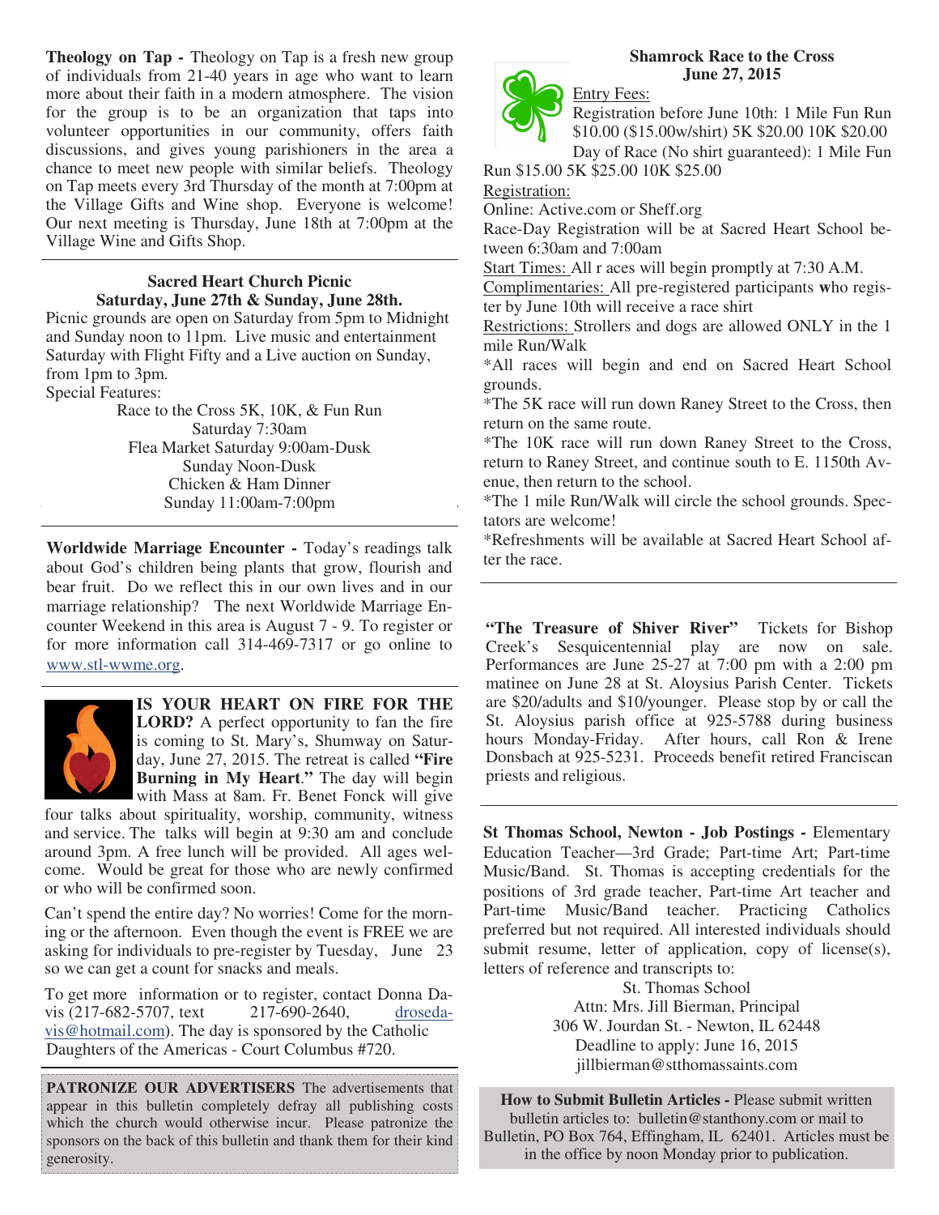**Theology on Tap -** Theology on Tap is a fresh new group of individuals from 21-40 years in age who want to learn more about their faith in a modern atmosphere. The vision for the group is to be an organization that taps into volunteer opportunities in our community, offers faith discussions, and gives young parishioners in the area a chance to meet new people with similar beliefs. Theology on Tap meets every 3rd Thursday of the month at 7:00pm at the Village Gifts and Wine shop. Everyone is welcome! Our next meeting is Thursday, June 18th at 7:00pm at the Village Wine and Gifts Shop.

**Sacred Heart Church Picnic**
**Saturday, June 27th & Sunday, June 28th.**

Picnic grounds are open on Saturday from 5pm to Midnight and Sunday noon to 11pm. Live music and entertainment Saturday with Flight Fifty and a Live auction on Sunday, from 1pm to 3pm.

Special Features:

Race to the Cross 5K, 10K, & Fun Run
Saturday 7:30am
Flea Market Saturday 9:00am-Dusk
Sunday Noon-Dusk
Chicken & Ham Dinner
Sunday 11:00am-7:00pm

**Worldwide Marriage Encounter -** Today's readings talk about God's children being plants that grow, flourish and bear fruit. Do we reflect this in our own lives and in our marriage relationship? The next Worldwide Marriage Encounter Weekend in this area is August 7 - 9. To register or for more information call 314-469-7317 or go online to www.stl-wwme.org.

**IS YOUR HEART ON FIRE FOR THE LORD?** A perfect opportunity to fan the fire is coming to St. Mary's, Shumway on Saturday, June 27, 2015. The retreat is called **"Fire Burning in My Heart."** The day will begin with Mass at 8am. Fr. Benet Fonck will give four talks about spirituality, worship, community, witness and service. The talks will begin at 9:30 am and conclude around 3pm. A free lunch will be provided. All ages welcome. Would be great for those who are newly confirmed or who will be confirmed soon.

Can't spend the entire day? No worries! Come for the morning or the afternoon. Even though the event is FREE we are asking for individuals to pre-register by Tuesday, June 23 so we can get a count for snacks and meals.

To get more information or to register, contact Donna Davis (217-682-5707, text 217-690-2640, drosedavis@hotmail.com). The day is sponsored by the Catholic Daughters of the Americas - Court Columbus #720.

**PATRONIZE OUR ADVERTISERS** The advertisements that appear in this bulletin completely defray all publishing costs which the church would otherwise incur. Please patronize the sponsors on the back of this bulletin and thank them for their kind generosity.

**Shamrock Race to the Cross**
**June 27, 2015**

Entry Fees:
Registration before June 10th: 1 Mile Fun Run $10.00 ($15.00w/shirt) 5K $20.00 10K $20.00
Day of Race (No shirt guaranteed): 1 Mile Fun Run $15.00 5K $25.00 10K $25.00

Registration:
Online: Active.com or Sheff.org
Race-Day Registration will be at Sacred Heart School between 6:30am and 7:00am

Start Times: All r aces will begin promptly at 7:30 A.M.

Complimentaries: All pre-registered participants who register by June 10th will receive a race shirt

Restrictions: Strollers and dogs are allowed ONLY in the 1 mile Run/Walk

*All races will begin and end on Sacred Heart School grounds.
*The 5K race will run down Raney Street to the Cross, then return on the same route.
*The 10K race will run down Raney Street to the Cross, return to Raney Street, and continue south to E. 1150th Avenue, then return to the school.
*The 1 mile Run/Walk will circle the school grounds. Spectators are welcome!
*Refreshments will be available at Sacred Heart School after the race.

**"The Treasure of Shiver River"** Tickets for Bishop Creek's Sesquicentennial play are now on sale. Performances are June 25-27 at 7:00 pm with a 2:00 pm matinee on June 28 at St. Aloysius Parish Center. Tickets are $20/adults and $10/younger. Please stop by or call the St. Aloysius parish office at 925-5788 during business hours Monday-Friday. After hours, call Ron & Irene Donsbach at 925-5231. Proceeds benefit retired Franciscan priests and religious.

**St Thomas School, Newton - Job Postings -** Elementary Education Teacher—3rd Grade; Part-time Art; Part-time Music/Band. St. Thomas is accepting credentials for the positions of 3rd grade teacher, Part-time Art teacher and Part-time Music/Band teacher. Practicing Catholics preferred but not required. All interested individuals should submit resume, letter of application, copy of license(s), letters of reference and transcripts to:

St. Thomas School
Attn: Mrs. Jill Bierman, Principal
306 W. Jourdan St. - Newton, IL 62448
Deadline to apply: June 16, 2015
jillbierman@stthomassaints.com

**How to Submit Bulletin Articles -** Please submit written bulletin articles to: bulletin@stanthony.com or mail to Bulletin, PO Box 764, Effingham, IL 62401. Articles must be in the office by noon Monday prior to publication.